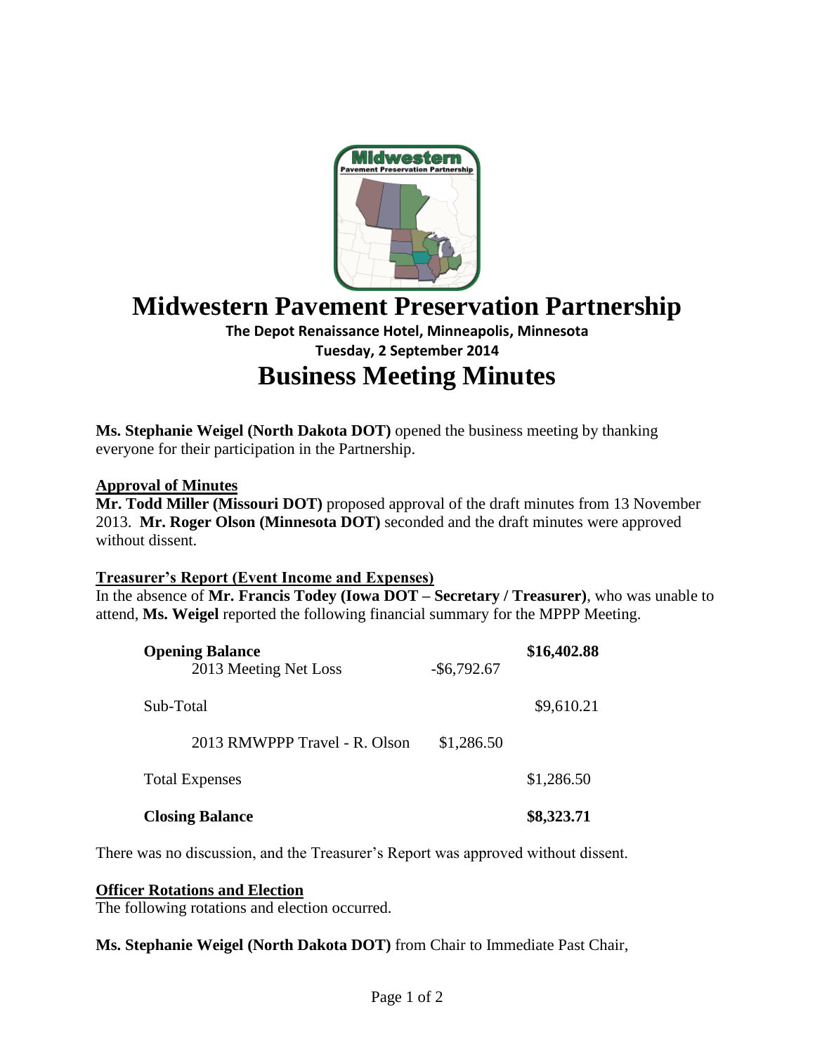# Midwestern Pavement Preservation Partnership

**The Depot Renaissance Hotel, Minneapolis, Minnesota**

**Tuesday, 2 September 2014**

# Business Meeting Minutes

**Ms. Stephanie Weigel (North Dakota DOT)** opened the business meeting by thanking everyone for their participation in the Partnership.

## Approval of Minutes

**Mr. Todd Miller (Missouri DOT)** proposed approval of the draft minutes from 13 November 2013. **Mr. Roger Olson (Minnesota DOT)** seconded and the draft minutes were approved without dissent.

## Treasurer's Report (Event Income and Expenses)

In the absence of **Mr. Francis Todey (Iowa DOT – Secretary / Treasurer)**, who was unable to attend, **Ms. Weigel** reported the following financial summary for the MPPP Meeting.

| | | |
|---|---|---|
| **Opening Balance** | | **$16,402.88** |
| 2013 Meeting Net Loss | -$6,792.67 | |
| Sub-Total | | $9,610.21 |
| 2013 RMWPPP Travel - R. Olson | $1,286.50 | |
| Total Expenses | | $1,286.50 |
| **Closing Balance** | | **$8,323.71** |

There was no discussion, and the Treasurer's Report was approved without dissent.

## Officer Rotations and Election

The following rotations and election occurred.

**Ms. Stephanie Weigel (North Dakota DOT)** from Chair to Immediate Past Chair,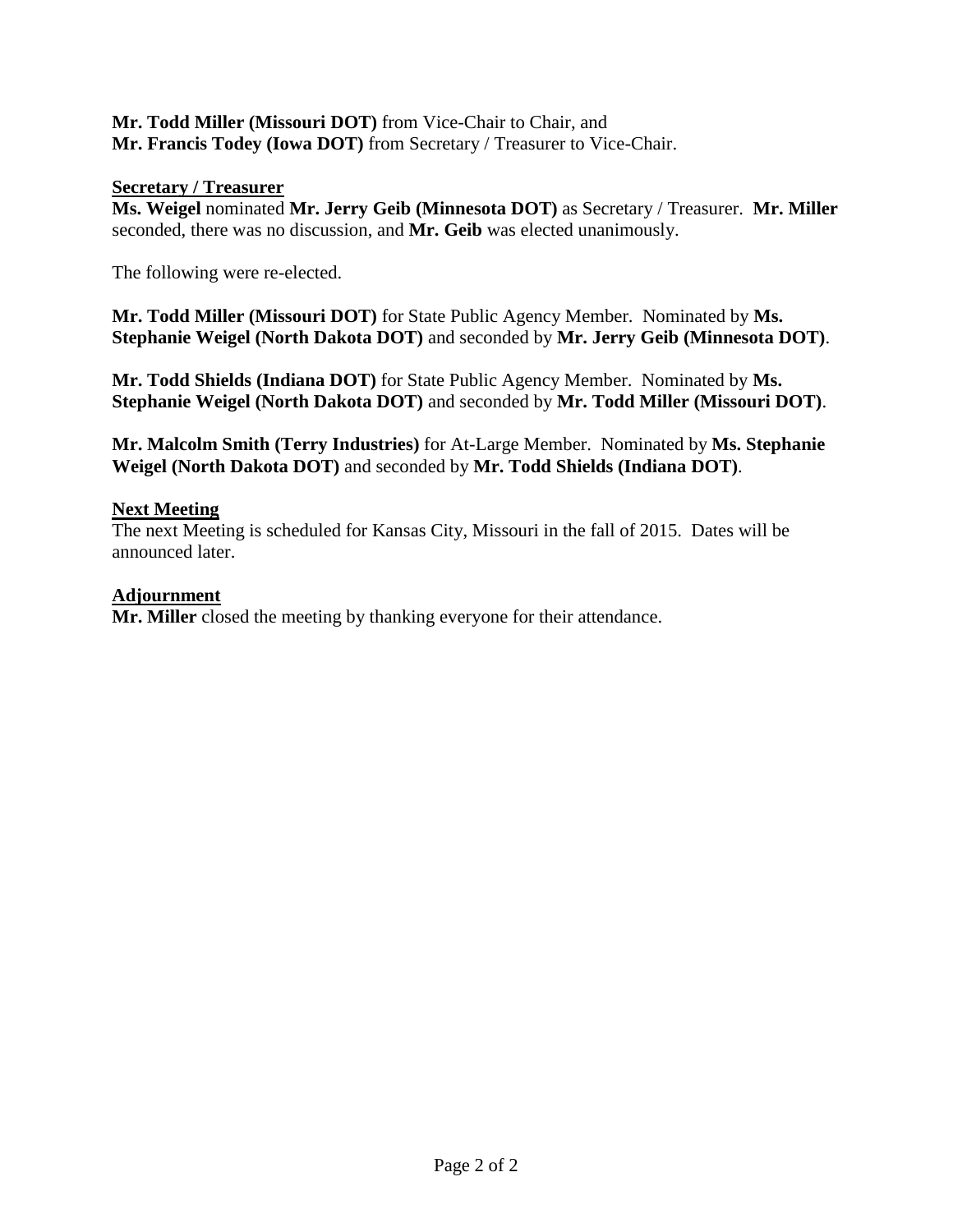**Mr. Todd Miller (Missouri DOT)** from Vice-Chair to Chair, and
**Mr. Francis Todey (Iowa DOT)** from Secretary / Treasurer to Vice-Chair.

**Secretary / Treasurer**

**Ms. Weigel** nominated **Mr. Jerry Geib (Minnesota DOT)** as Secretary / Treasurer. **Mr. Miller** seconded, there was no discussion, and **Mr. Geib** was elected unanimously.

The following were re-elected.

**Mr. Todd Miller (Missouri DOT)** for State Public Agency Member. Nominated by **Ms. Stephanie Weigel (North Dakota DOT)** and seconded by **Mr. Jerry Geib (Minnesota DOT)**.

**Mr. Todd Shields (Indiana DOT)** for State Public Agency Member. Nominated by **Ms. Stephanie Weigel (North Dakota DOT)** and seconded by **Mr. Todd Miller (Missouri DOT)**.

**Mr. Malcolm Smith (Terry Industries)** for At-Large Member. Nominated by **Ms. Stephanie Weigel (North Dakota DOT)** and seconded by **Mr. Todd Shields (Indiana DOT)**.

**Next Meeting**

The next Meeting is scheduled for Kansas City, Missouri in the fall of 2015. Dates will be announced later.

**Adjournment**

**Mr. Miller** closed the meeting by thanking everyone for their attendance.